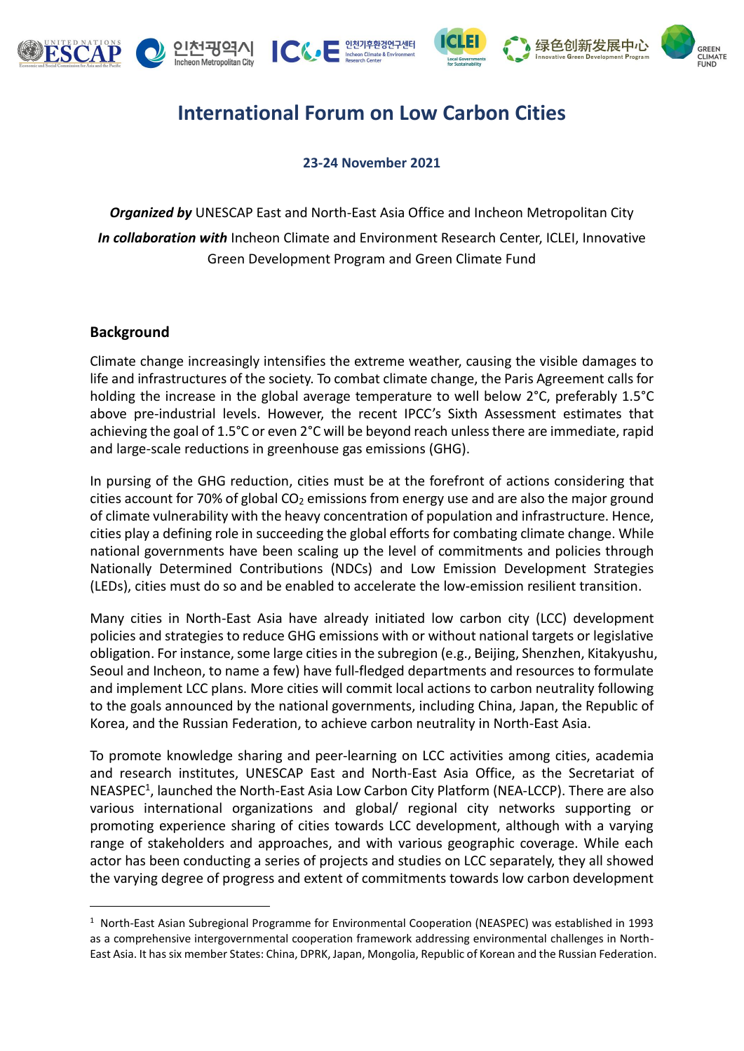# International Forum on Low Carbon Cities

**23-24 November 2021**

***Organized by*** UNESCAP East and North-East Asia Office and Incheon Metropolitan City

***In collaboration with*** Incheon Climate and Environment Research Center, ICLEI, Innovative Green Development Program and Green Climate Fund

## Background

Climate change increasingly intensifies the extreme weather, causing the visible damages to life and infrastructures of the society. To combat climate change, the Paris Agreement calls for holding the increase in the global average temperature to well below 2°C, preferably 1.5°C above pre-industrial levels. However, the recent IPCC's Sixth Assessment estimates that achieving the goal of 1.5°C or even 2°C will be beyond reach unless there are immediate, rapid and large-scale reductions in greenhouse gas emissions (GHG).

In pursing of the GHG reduction, cities must be at the forefront of actions considering that cities account for 70% of global $CO_2$ emissions from energy use and are also the major ground of climate vulnerability with the heavy concentration of population and infrastructure. Hence, cities play a defining role in succeeding the global efforts for combating climate change. While national governments have been scaling up the level of commitments and policies through Nationally Determined Contributions (NDCs) and Low Emission Development Strategies (LEDs), cities must do so and be enabled to accelerate the low-emission resilient transition.

Many cities in North-East Asia have already initiated low carbon city (LCC) development policies and strategies to reduce GHG emissions with or without national targets or legislative obligation. For instance, some large cities in the subregion (e.g., Beijing, Shenzhen, Kitakyushu, Seoul and Incheon, to name a few) have full-fledged departments and resources to formulate and implement LCC plans. More cities will commit local actions to carbon neutrality following to the goals announced by the national governments, including China, Japan, the Republic of Korea, and the Russian Federation, to achieve carbon neutrality in North-East Asia.

To promote knowledge sharing and peer-learning on LCC activities among cities, academia and research institutes, UNESCAP East and North-East Asia Office, as the Secretariat of NEASPEC[1], launched the North-East Asia Low Carbon City Platform (NEA-LCCP). There are also various international organizations and global/ regional city networks supporting or promoting experience sharing of cities towards LCC development, although with a varying range of stakeholders and approaches, and with various geographic coverage. While each actor has been conducting a series of projects and studies on LCC separately, they all showed the varying degree of progress and extent of commitments towards low carbon development

[1] North-East Asian Subregional Programme for Environmental Cooperation (NEASPEC) was established in 1993 as a comprehensive intergovernmental cooperation framework addressing environmental challenges in North-East Asia. It has six member States: China, DPRK, Japan, Mongolia, Republic of Korean and the Russian Federation.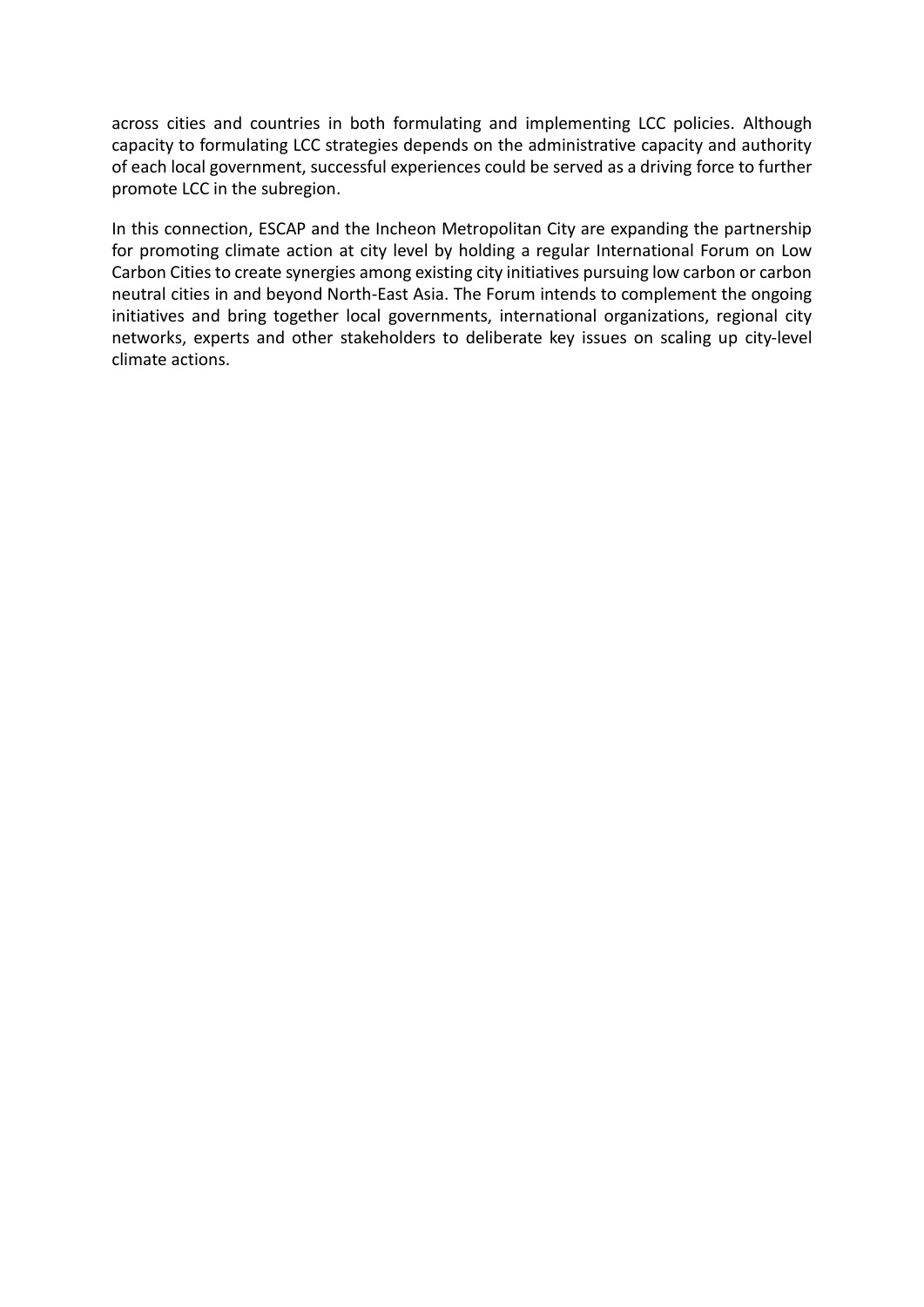across cities and countries in both formulating and implementing LCC policies. Although capacity to formulating LCC strategies depends on the administrative capacity and authority of each local government, successful experiences could be served as a driving force to further promote LCC in the subregion.

In this connection, ESCAP and the Incheon Metropolitan City are expanding the partnership for promoting climate action at city level by holding a regular International Forum on Low Carbon Cities to create synergies among existing city initiatives pursuing low carbon or carbon neutral cities in and beyond North-East Asia. The Forum intends to complement the ongoing initiatives and bring together local governments, international organizations, regional city networks, experts and other stakeholders to deliberate key issues on scaling up city-level climate actions.